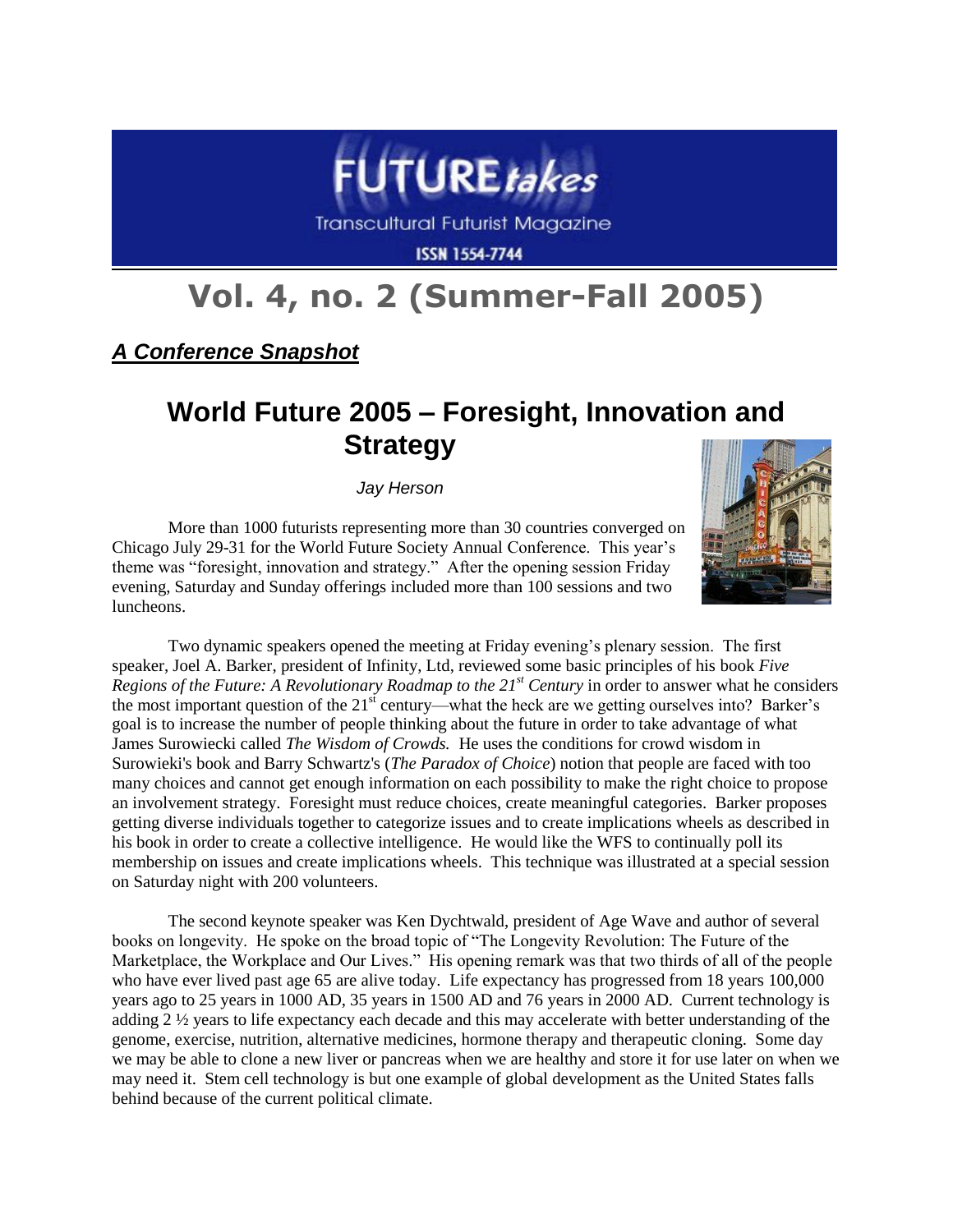# FUTURE*takes*

Transcultural Futurist Magazine

ISSN 1554-7744

## Vol. 4, no. 2 (Summer-Fall 2005)

***A Conference Snapshot***

## World Future 2005 – Foresight, Innovation and Strategy

*Jay Herson*

More than 1000 futurists representing more than 30 countries converged on Chicago July 29-31 for the World Future Society Annual Conference. This year's theme was "foresight, innovation and strategy." After the opening session Friday evening, Saturday and Sunday offerings included more than 100 sessions and two luncheons.

Two dynamic speakers opened the meeting at Friday evening's plenary session. The first speaker, Joel A. Barker, president of Infinity, Ltd, reviewed some basic principles of his book *Five Regions of the Future: A Revolutionary Roadmap to the 21st Century* in order to answer what he considers the most important question of the 21st century—what the heck are we getting ourselves into? Barker's goal is to increase the number of people thinking about the future in order to take advantage of what James Surowiecki called *The Wisdom of Crowds.* He uses the conditions for crowd wisdom in Surowieki's book and Barry Schwartz's (*The Paradox of Choice*) notion that people are faced with too many choices and cannot get enough information on each possibility to make the right choice to propose an involvement strategy. Foresight must reduce choices, create meaningful categories. Barker proposes getting diverse individuals together to categorize issues and to create implications wheels as described in his book in order to create a collective intelligence. He would like the WFS to continually poll its membership on issues and create implications wheels. This technique was illustrated at a special session on Saturday night with 200 volunteers.

The second keynote speaker was Ken Dychtwald, president of Age Wave and author of several books on longevity. He spoke on the broad topic of "The Longevity Revolution: The Future of the Marketplace, the Workplace and Our Lives." His opening remark was that two thirds of all of the people who have ever lived past age 65 are alive today. Life expectancy has progressed from 18 years 100,000 years ago to 25 years in 1000 AD, 35 years in 1500 AD and 76 years in 2000 AD. Current technology is adding 2 ½ years to life expectancy each decade and this may accelerate with better understanding of the genome, exercise, nutrition, alternative medicines, hormone therapy and therapeutic cloning. Some day we may be able to clone a new liver or pancreas when we are healthy and store it for use later on when we may need it. Stem cell technology is but one example of global development as the United States falls behind because of the current political climate.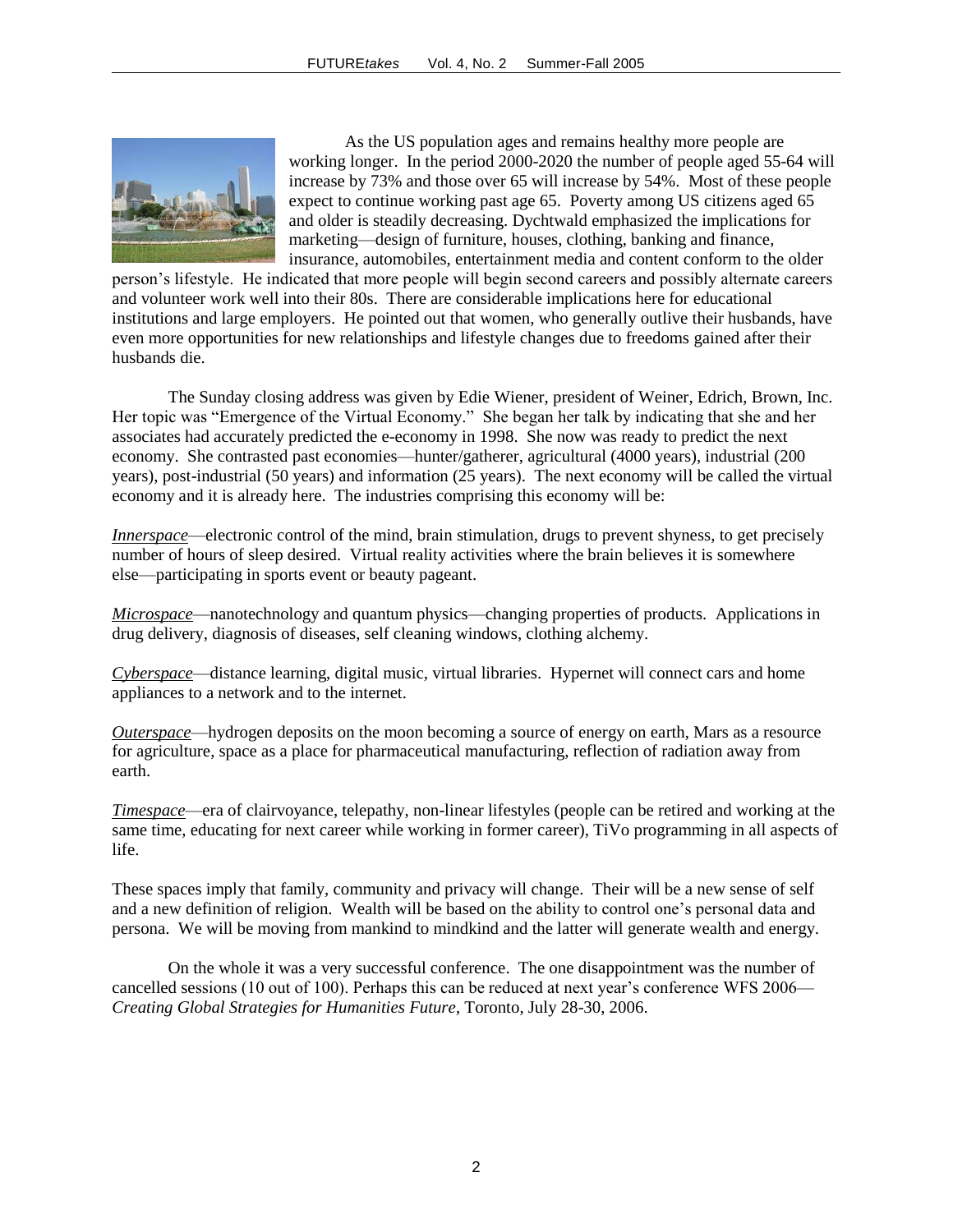As the US population ages and remains healthy more people are working longer. In the period 2000-2020 the number of people aged 55-64 will increase by 73% and those over 65 will increase by 54%. Most of these people expect to continue working past age 65. Poverty among US citizens aged 65 and older is steadily decreasing. Dychtwald emphasized the implications for marketing—design of furniture, houses, clothing, banking and finance, insurance, automobiles, entertainment media and content conform to the older person's lifestyle. He indicated that more people will begin second careers and possibly alternate careers and volunteer work well into their 80s. There are considerable implications here for educational institutions and large employers. He pointed out that women, who generally outlive their husbands, have even more opportunities for new relationships and lifestyle changes due to freedoms gained after their husbands die.

The Sunday closing address was given by Edie Wiener, president of Weiner, Edrich, Brown, Inc. Her topic was "Emergence of the Virtual Economy." She began her talk by indicating that she and her associates had accurately predicted the e-economy in 1998. She now was ready to predict the next economy. She contrasted past economies—hunter/gatherer, agricultural (4000 years), industrial (200 years), post-industrial (50 years) and information (25 years). The next economy will be called the virtual economy and it is already here. The industries comprising this economy will be:

*Innerspace*—electronic control of the mind, brain stimulation, drugs to prevent shyness, to get precisely number of hours of sleep desired. Virtual reality activities where the brain believes it is somewhere else—participating in sports event or beauty pageant.

*Microspace*—nanotechnology and quantum physics—changing properties of products. Applications in drug delivery, diagnosis of diseases, self cleaning windows, clothing alchemy.

*Cyberspace*—distance learning, digital music, virtual libraries. Hypernet will connect cars and home appliances to a network and to the internet.

*Outerspace*—hydrogen deposits on the moon becoming a source of energy on earth, Mars as a resource for agriculture, space as a place for pharmaceutical manufacturing, reflection of radiation away from earth.

*Timespace*—era of clairvoyance, telepathy, non-linear lifestyles (people can be retired and working at the same time, educating for next career while working in former career), TiVo programming in all aspects of life.

These spaces imply that family, community and privacy will change. Their will be a new sense of self and a new definition of religion. Wealth will be based on the ability to control one's personal data and persona. We will be moving from mankind to mindkind and the latter will generate wealth and energy.

On the whole it was a very successful conference. The one disappointment was the number of cancelled sessions (10 out of 100). Perhaps this can be reduced at next year's conference WFS 2006—*Creating Global Strategies for Humanities Future*, Toronto, July 28-30, 2006.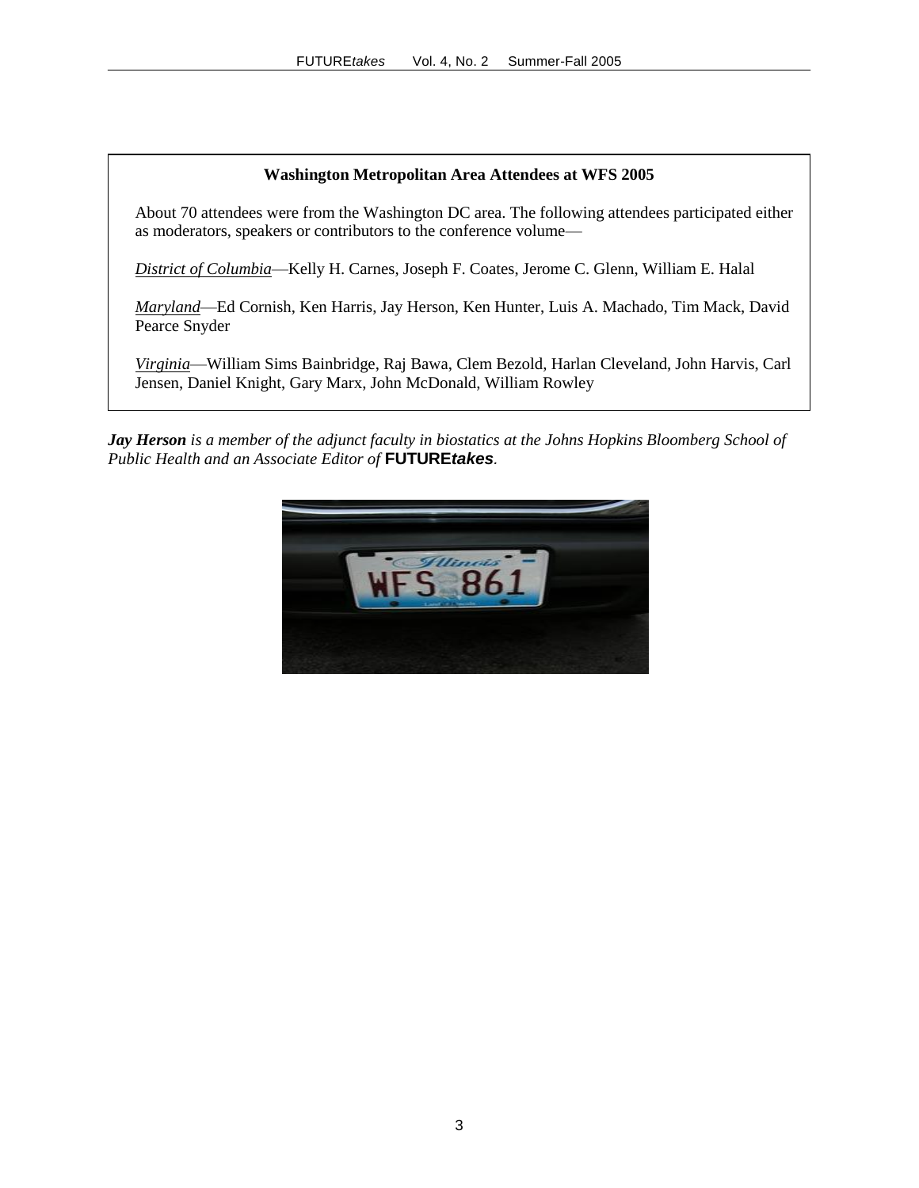**Washington Metropolitan Area Attendees at WFS 2005**

About 70 attendees were from the Washington DC area. The following attendees participated either as moderators, speakers or contributors to the conference volume—

*District of Columbia*—Kelly H. Carnes, Joseph F. Coates, Jerome C. Glenn, William E. Halal

*Maryland*—Ed Cornish, Ken Harris, Jay Herson, Ken Hunter, Luis A. Machado, Tim Mack, David Pearce Snyder

*Virginia*—William Sims Bainbridge, Raj Bawa, Clem Bezold, Harlan Cleveland, John Harvis, Carl Jensen, Daniel Knight, Gary Marx, John McDonald, William Rowley

***Jay Herson*** *is a member of the adjunct faculty in biostatics at the Johns Hopkins Bloomberg School of Public Health and an Associate Editor of* **FUTURE*takes***.